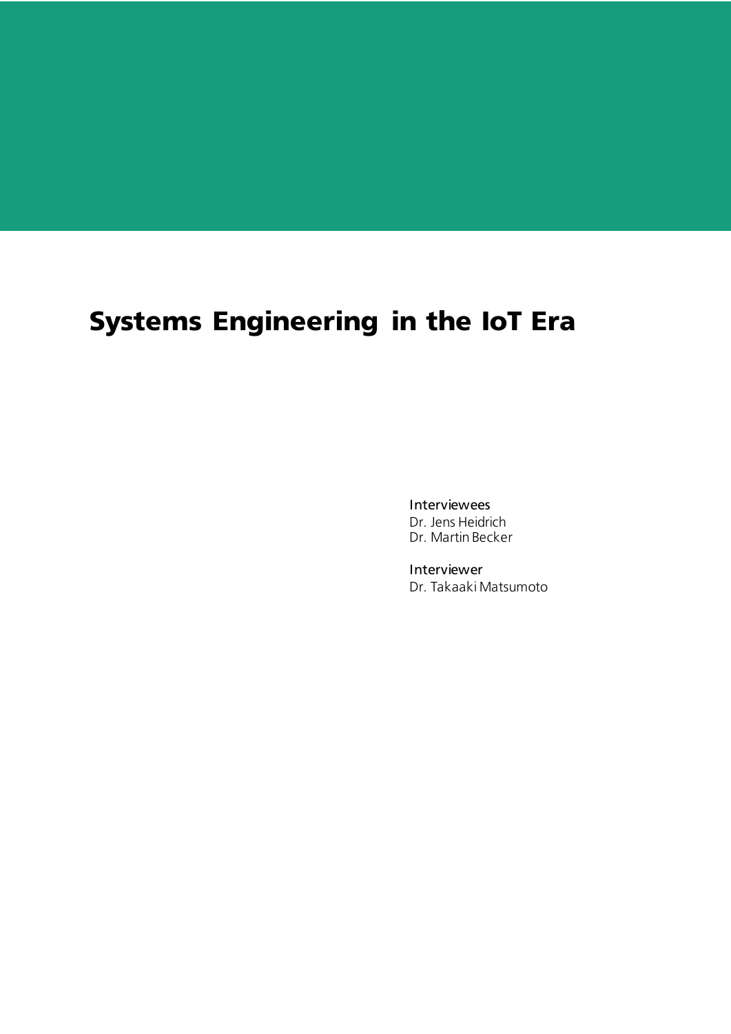# Systems Engineering in the IoT Era

Interviewees
Dr. Jens Heidrich
Dr. Martin Becker

Interviewer
Dr. Takaaki Matsumoto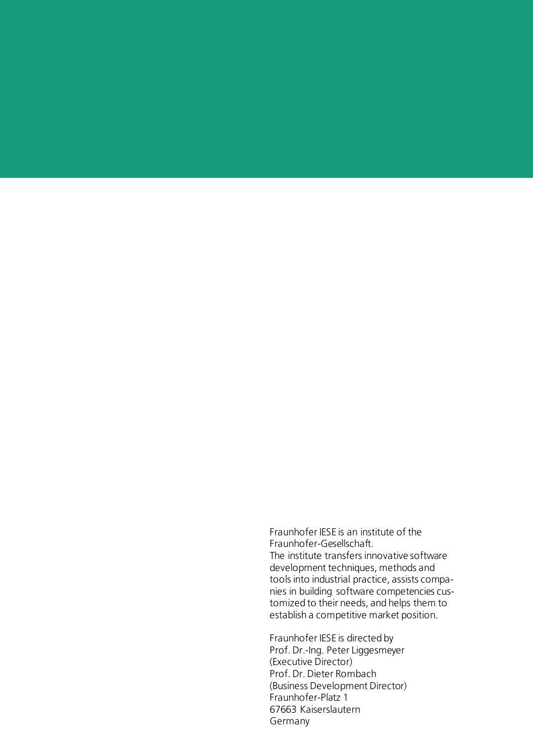Fraunhofer IESE is an institute of the Fraunhofer-Gesellschaft.
The institute transfers innovative software development techniques, methods and tools into industrial practice, assists companies in building software competencies customized to their needs, and helps them to establish a competitive market position.

Fraunhofer IESE is directed by
Prof. Dr.-Ing. Peter Liggesmeyer
(Executive Director)
Prof. Dr. Dieter Rombach
(Business Development Director)
Fraunhofer-Platz 1
67663 Kaiserslautern
Germany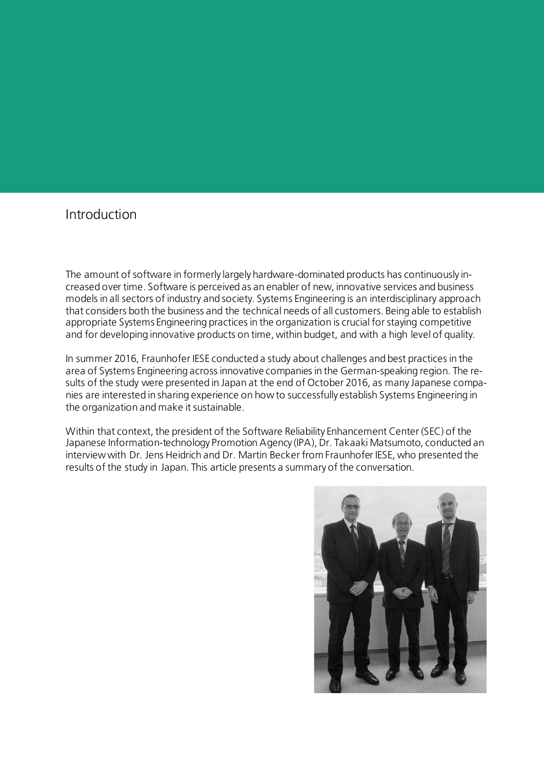## Introduction

The amount of software in formerly largely hardware-dominated products has continuously increased over time. Software is perceived as an enabler of new, innovative services and business models in all sectors of industry and society. Systems Engineering is an interdisciplinary approach that considers both the business and the technical needs of all customers. Being able to establish appropriate Systems Engineering practices in the organization is crucial for staying competitive and for developing innovative products on time, within budget, and with a high level of quality.

In summer 2016, Fraunhofer IESE conducted a study about challenges and best practices in the area of Systems Engineering across innovative companies in the German-speaking region. The results of the study were presented in Japan at the end of October 2016, as many Japanese companies are interested in sharing experience on how to successfully establish Systems Engineering in the organization and make it sustainable.

Within that context, the president of the Software Reliability Enhancement Center (SEC) of the Japanese Information-technology Promotion Agency (IPA), Dr. Takaaki Matsumoto, conducted an interview with Dr. Jens Heidrich and Dr. Martin Becker from Fraunhofer IESE, who presented the results of the study in Japan. This article presents a summary of the conversation.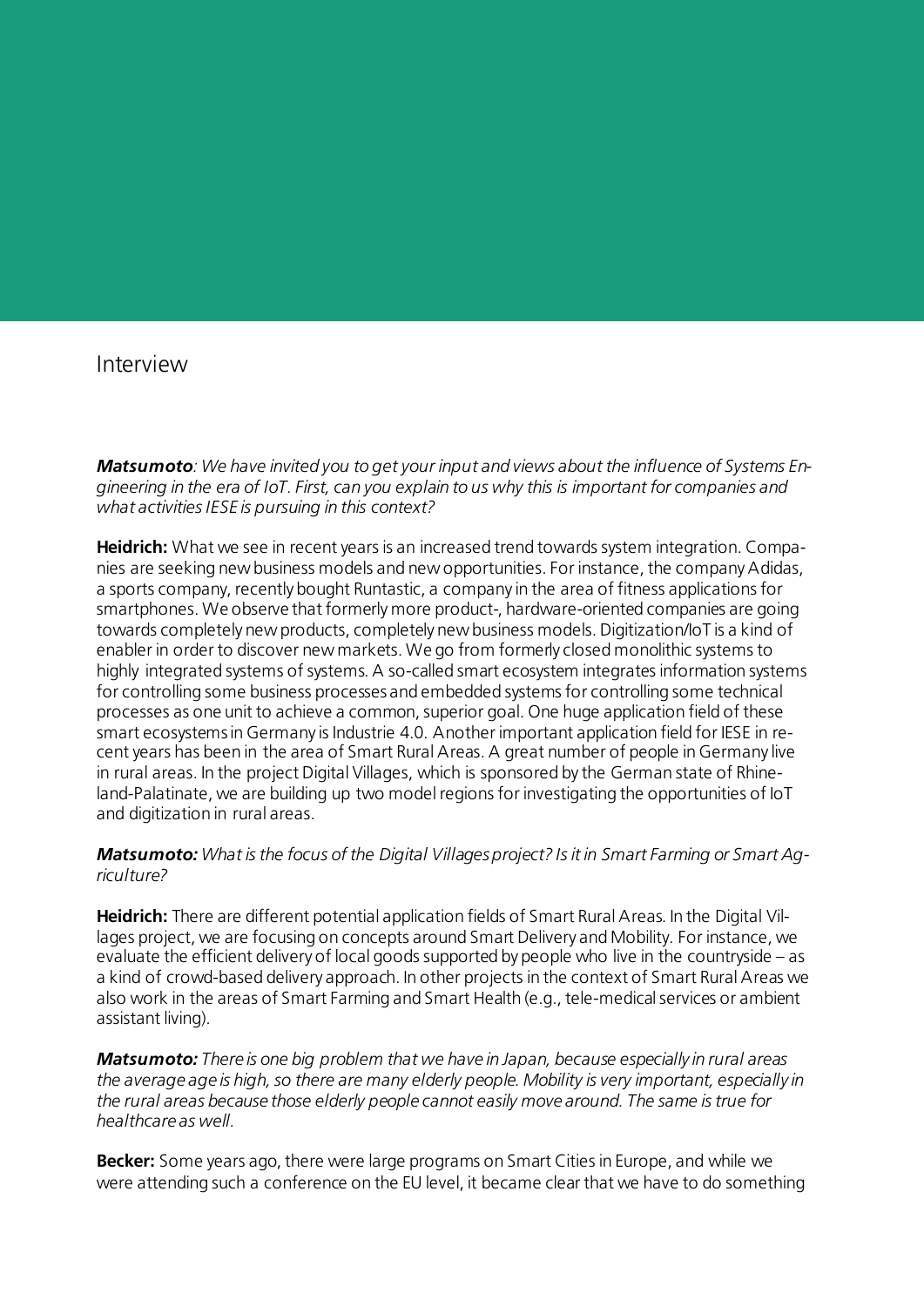## Interview

***Matsumoto**: We have invited you to get your input and views about the influence of Systems Engineering in the era of IoT. First, can you explain to us why this is important for companies and what activities IESE is pursuing in this context?*

**Heidrich:** What we see in recent years is an increased trend towards system integration. Companies are seeking new business models and new opportunities. For instance, the company Adidas, a sports company, recently bought Runtastic, a company in the area of fitness applications for smartphones. We observe that formerly more product-, hardware-oriented companies are going towards completely new products, completely new business models. Digitization/IoT is a kind of enabler in order to discover new markets. We go from formerly closed monolithic systems to highly integrated systems of systems. A so-called smart ecosystem integrates information systems for controlling some business processes and embedded systems for controlling some technical processes as one unit to achieve a common, superior goal. One huge application field of these smart ecosystems in Germany is Industrie 4.0. Another important application field for IESE in recent years has been in the area of Smart Rural Areas. A great number of people in Germany live in rural areas. In the project Digital Villages, which is sponsored by the German state of Rhineland-Palatinate, we are building up two model regions for investigating the opportunities of IoT and digitization in rural areas.

***Matsumoto:** What is the focus of the Digital Villages project? Is it in Smart Farming or Smart Agriculture?*

**Heidrich:** There are different potential application fields of Smart Rural Areas. In the Digital Villages project, we are focusing on concepts around Smart Delivery and Mobility. For instance, we evaluate the efficient delivery of local goods supported by people who live in the countryside – as a kind of crowd-based delivery approach. In other projects in the context of Smart Rural Areas we also work in the areas of Smart Farming and Smart Health (e.g., tele-medical services or ambient assistant living).

***Matsumoto:** There is one big problem that we have in Japan, because especially in rural areas the average age is high, so there are many elderly people. Mobility is very important, especially in the rural areas because those elderly people cannot easily move around. The same is true for healthcare as well.*

**Becker:** Some years ago, there were large programs on Smart Cities in Europe, and while we were attending such a conference on the EU level, it became clear that we have to do something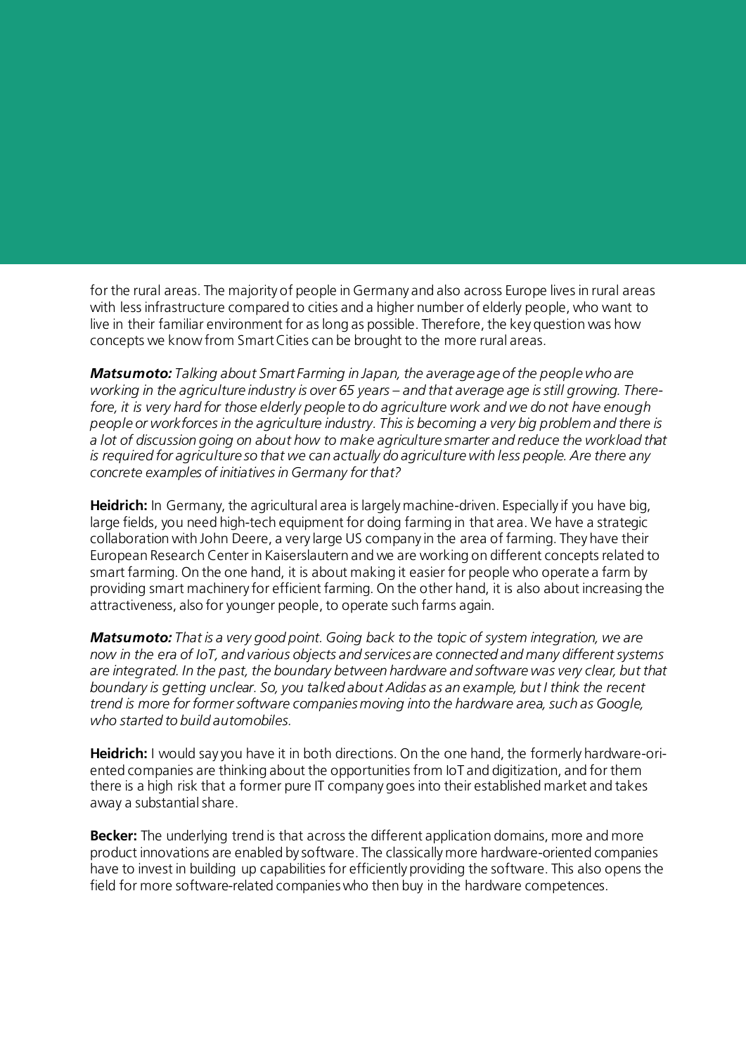for the rural areas. The majority of people in Germany and also across Europe lives in rural areas with less infrastructure compared to cities and a higher number of elderly people, who want to live in their familiar environment for as long as possible. Therefore, the key question was how concepts we know from Smart Cities can be brought to the more rural areas.

***Matsumoto:*** *Talking about Smart Farming in Japan, the average age of the people who are working in the agriculture industry is over 65 years – and that average age is still growing. Therefore, it is very hard for those elderly people to do agriculture work and we do not have enough people or workforces in the agriculture industry. This is becoming a very big problem and there is a lot of discussion going on about how to make agriculture smarter and reduce the workload that is required for agriculture so that we can actually do agriculture with less people. Are there any concrete examples of initiatives in Germany for that?*

**Heidrich:** In Germany, the agricultural area is largely machine-driven. Especially if you have big, large fields, you need high-tech equipment for doing farming in that area. We have a strategic collaboration with John Deere, a very large US company in the area of farming. They have their European Research Center in Kaiserslautern and we are working on different concepts related to smart farming. On the one hand, it is about making it easier for people who operate a farm by providing smart machinery for efficient farming. On the other hand, it is also about increasing the attractiveness, also for younger people, to operate such farms again.

***Matsumoto:*** *That is a very good point. Going back to the topic of system integration, we are now in the era of IoT, and various objects and services are connected and many different systems are integrated. In the past, the boundary between hardware and software was very clear, but that boundary is getting unclear. So, you talked about Adidas as an example, but I think the recent trend is more for former software companies moving into the hardware area, such as Google, who started to build automobiles.*

**Heidrich:** I would say you have it in both directions. On the one hand, the formerly hardware-oriented companies are thinking about the opportunities from IoT and digitization, and for them there is a high risk that a former pure IT company goes into their established market and takes away a substantial share.

**Becker:** The underlying trend is that across the different application domains, more and more product innovations are enabled by software. The classically more hardware-oriented companies have to invest in building up capabilities for efficiently providing the software. This also opens the field for more software-related companies who then buy in the hardware competences.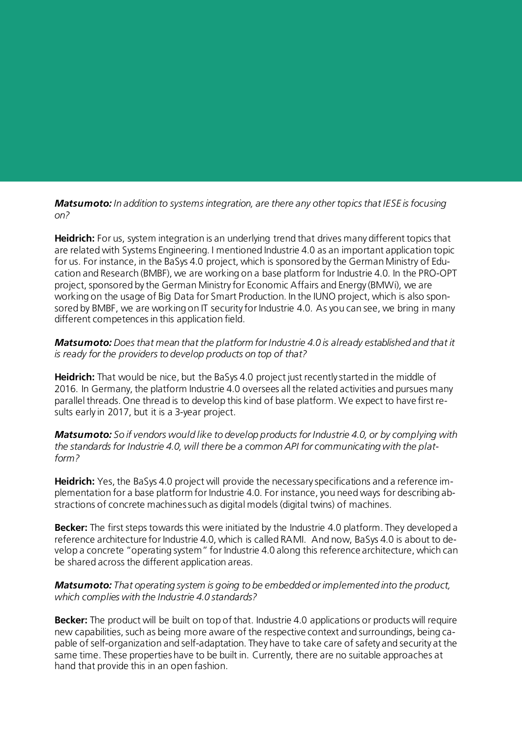***Matsumoto:*** *In addition to systems integration, are there any other topics that IESE is focusing on?*

**Heidrich:** For us, system integration is an underlying trend that drives many different topics that are related with Systems Engineering. I mentioned Industrie 4.0 as an important application topic for us. For instance, in the BaSys 4.0 project, which is sponsored by the German Ministry of Education and Research (BMBF), we are working on a base platform for Industrie 4.0. In the PRO-OPT project, sponsored by the German Ministry for Economic Affairs and Energy (BMWi), we are working on the usage of Big Data for Smart Production. In the IUNO project, which is also sponsored by BMBF, we are working on IT security for Industrie 4.0. As you can see, we bring in many different competences in this application field.

***Matsumoto:*** *Does that mean that the platform for Industrie 4.0 is already established and that it is ready for the providers to develop products on top of that?*

**Heidrich:** That would be nice, but the BaSys 4.0 project just recently started in the middle of 2016. In Germany, the platform Industrie 4.0 oversees all the related activities and pursues many parallel threads. One thread is to develop this kind of base platform. We expect to have first results early in 2017, but it is a 3-year project.

***Matsumoto:*** *So if vendors would like to develop products for Industrie 4.0, or by complying with the standards for Industrie 4.0, will there be a common API for communicating with the platform?*

**Heidrich:** Yes, the BaSys 4.0 project will provide the necessary specifications and a reference implementation for a base platform for Industrie 4.0. For instance, you need ways for describing abstractions of concrete machines such as digital models (digital twins) of machines.

**Becker:** The first steps towards this were initiated by the Industrie 4.0 platform. They developed a reference architecture for Industrie 4.0, which is called RAMI. And now, BaSys 4.0 is about to develop a concrete "operating system" for Industrie 4.0 along this reference architecture, which can be shared across the different application areas.

***Matsumoto:*** *That operating system is going to be embedded or implemented into the product, which complies with the Industrie 4.0 standards?*

**Becker:** The product will be built on top of that. Industrie 4.0 applications or products will require new capabilities, such as being more aware of the respective context and surroundings, being capable of self-organization and self-adaptation. They have to take care of safety and security at the same time. These properties have to be built in. Currently, there are no suitable approaches at hand that provide this in an open fashion.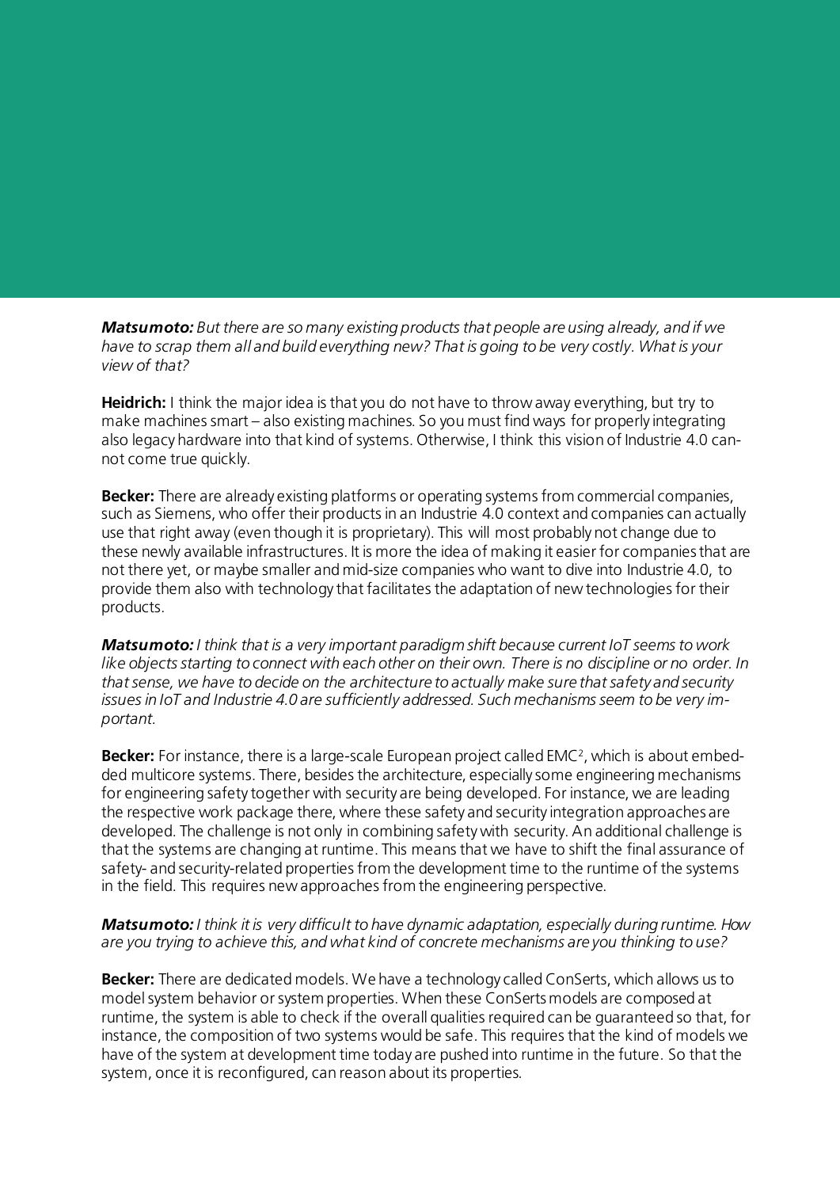***Matsumoto:*** *But there are so many existing products that people are using already, and if we have to scrap them all and build everything new? That is going to be very costly. What is your view of that?*

**Heidrich:** I think the major idea is that you do not have to throw away everything, but try to make machines smart – also existing machines. So you must find ways for properly integrating also legacy hardware into that kind of systems. Otherwise, I think this vision of Industrie 4.0 cannot come true quickly.

**Becker:** There are already existing platforms or operating systems from commercial companies, such as Siemens, who offer their products in an Industrie 4.0 context and companies can actually use that right away (even though it is proprietary). This will most probably not change due to these newly available infrastructures. It is more the idea of making it easier for companies that are not there yet, or maybe smaller and mid-size companies who want to dive into Industrie 4.0, to provide them also with technology that facilitates the adaptation of new technologies for their products.

***Matsumoto:*** *I think that is a very important paradigm shift because current IoT seems to work like objects starting to connect with each other on their own. There is no discipline or no order. In that sense, we have to decide on the architecture to actually make sure that safety and security issues in IoT and Industrie 4.0 are sufficiently addressed. Such mechanisms seem to be very important.*

**Becker:** For instance, there is a large-scale European project called EMC², which is about embedded multicore systems. There, besides the architecture, especially some engineering mechanisms for engineering safety together with security are being developed. For instance, we are leading the respective work package there, where these safety and security integration approaches are developed. The challenge is not only in combining safety with security. An additional challenge is that the systems are changing at runtime. This means that we have to shift the final assurance of safety- and security-related properties from the development time to the runtime of the systems in the field. This requires new approaches from the engineering perspective.

***Matsumoto:*** *I think it is very difficult to have dynamic adaptation, especially during runtime. How are you trying to achieve this, and what kind of concrete mechanisms are you thinking to use?*

**Becker:** There are dedicated models. We have a technology called ConSerts, which allows us to model system behavior or system properties. When these ConSerts models are composed at runtime, the system is able to check if the overall qualities required can be guaranteed so that, for instance, the composition of two systems would be safe. This requires that the kind of models we have of the system at development time today are pushed into runtime in the future. So that the system, once it is reconfigured, can reason about its properties.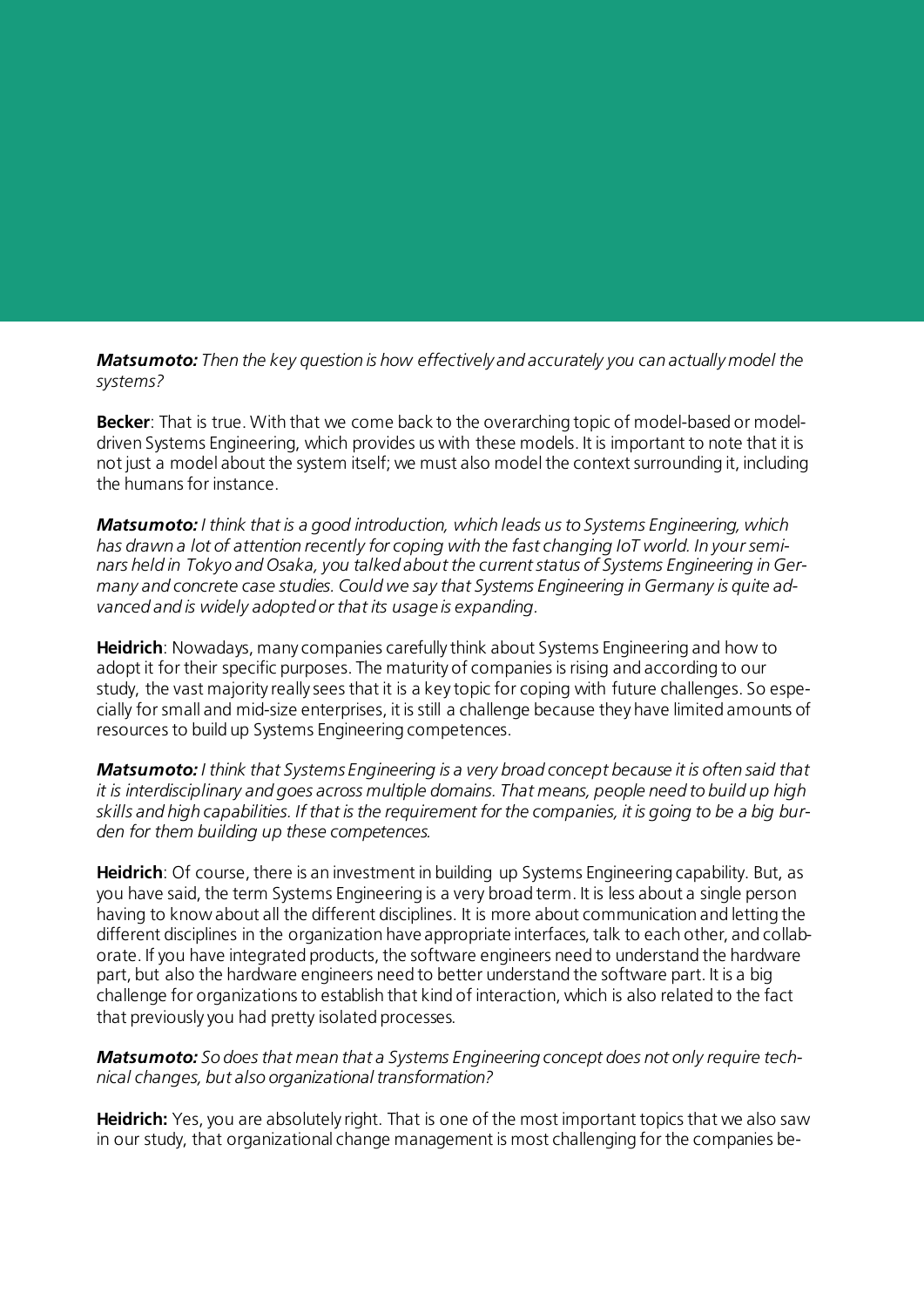***Matsumoto:*** *Then the key question is how effectively and accurately you can actually model the systems?*

**Becker**: That is true. With that we come back to the overarching topic of model-based or model-driven Systems Engineering, which provides us with these models. It is important to note that it is not just a model about the system itself; we must also model the context surrounding it, including the humans for instance.

***Matsumoto:*** *I think that is a good introduction, which leads us to Systems Engineering, which has drawn a lot of attention recently for coping with the fast changing IoT world. In your seminars held in Tokyo and Osaka, you talked about the current status of Systems Engineering in Germany and concrete case studies. Could we say that Systems Engineering in Germany is quite advanced and is widely adopted or that its usage is expanding.*

**Heidrich**: Nowadays, many companies carefully think about Systems Engineering and how to adopt it for their specific purposes. The maturity of companies is rising and according to our study, the vast majority really sees that it is a key topic for coping with future challenges. So especially for small and mid-size enterprises, it is still a challenge because they have limited amounts of resources to build up Systems Engineering competences.

***Matsumoto:*** *I think that Systems Engineering is a very broad concept because it is often said that it is interdisciplinary and goes across multiple domains. That means, people need to build up high skills and high capabilities. If that is the requirement for the companies, it is going to be a big burden for them building up these competences.*

**Heidrich**: Of course, there is an investment in building up Systems Engineering capability. But, as you have said, the term Systems Engineering is a very broad term. It is less about a single person having to know about all the different disciplines. It is more about communication and letting the different disciplines in the organization have appropriate interfaces, talk to each other, and collaborate. If you have integrated products, the software engineers need to understand the hardware part, but also the hardware engineers need to better understand the software part. It is a big challenge for organizations to establish that kind of interaction, which is also related to the fact that previously you had pretty isolated processes.

***Matsumoto:*** *So does that mean that a Systems Engineering concept does not only require technical changes, but also organizational transformation?*

**Heidrich:** Yes, you are absolutely right. That is one of the most important topics that we also saw in our study, that organizational change management is most challenging for the companies be-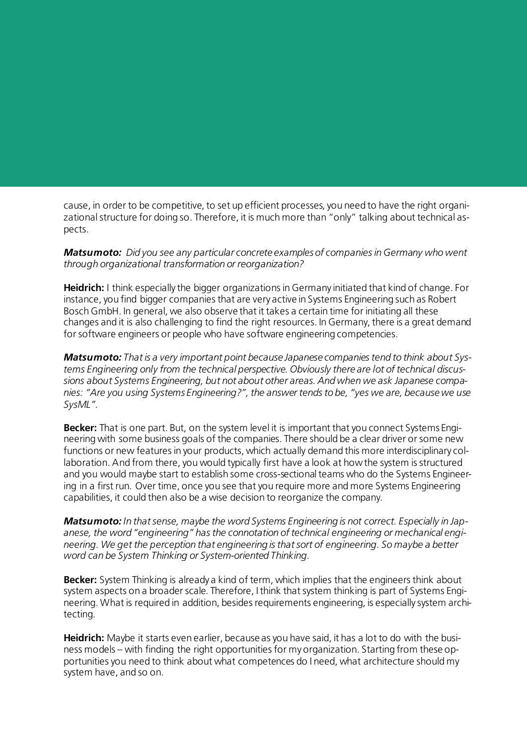cause, in order to be competitive, to set up efficient processes, you need to have the right organizational structure for doing so. Therefore, it is much more than "only" talking about technical aspects.

***Matsumoto:*** *Did you see any particular concrete examples of companies in Germany who went through organizational transformation or reorganization?*

**Heidrich:** I think especially the bigger organizations in Germany initiated that kind of change. For instance, you find bigger companies that are very active in Systems Engineering such as Robert Bosch GmbH. In general, we also observe that it takes a certain time for initiating all these changes and it is also challenging to find the right resources. In Germany, there is a great demand for software engineers or people who have software engineering competencies.

***Matsumoto:*** *That is a very important point because Japanese companies tend to think about Systems Engineering only from the technical perspective. Obviously there are lot of technical discussions about Systems Engineering, but not about other areas. And when we ask Japanese companies: "Are you using Systems Engineering?", the answer tends to be, "yes we are, because we use SysML".*

**Becker:** That is one part. But, on the system level it is important that you connect Systems Engineering with some business goals of the companies. There should be a clear driver or some new functions or new features in your products, which actually demand this more interdisciplinary collaboration. And from there, you would typically first have a look at how the system is structured and you would maybe start to establish some cross-sectional teams who do the Systems Engineering in a first run. Over time, once you see that you require more and more Systems Engineering capabilities, it could then also be a wise decision to reorganize the company.

***Matsumoto:*** *In that sense, maybe the word Systems Engineering is not correct. Especially in Japanese, the word "engineering" has the connotation of technical engineering or mechanical engineering. We get the perception that engineering is that sort of engineering. So maybe a better word can be System Thinking or System-oriented Thinking.*

**Becker:** System Thinking is already a kind of term, which implies that the engineers think about system aspects on a broader scale. Therefore, I think that system thinking is part of Systems Engineering. What is required in addition, besides requirements engineering, is especially system architecting.

**Heidrich:** Maybe it starts even earlier, because as you have said, it has a lot to do with the business models – with finding the right opportunities for my organization. Starting from these opportunities you need to think about what competences do I need, what architecture should my system have, and so on.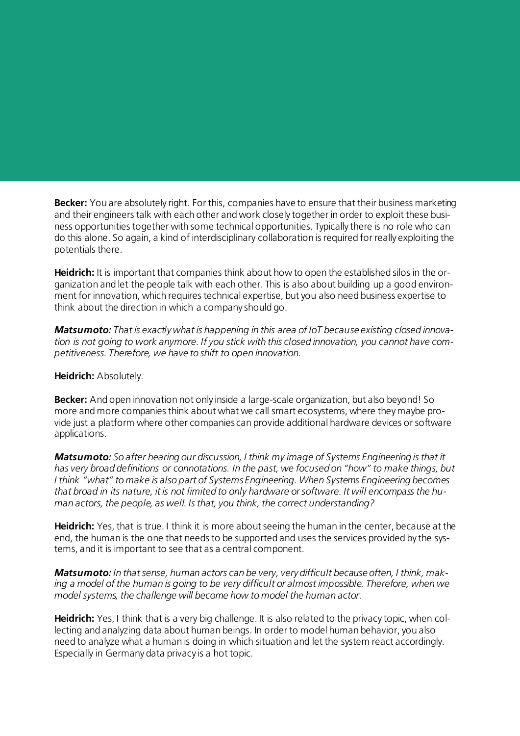**Becker:** You are absolutely right. For this, companies have to ensure that their business marketing and their engineers talk with each other and work closely together in order to exploit these business opportunities together with some technical opportunities. Typically there is no role who can do this alone. So again, a kind of interdisciplinary collaboration is required for really exploiting the potentials there.

**Heidrich:** It is important that companies think about how to open the established silos in the organization and let the people talk with each other. This is also about building up a good environment for innovation, which requires technical expertise, but you also need business expertise to think about the direction in which a company should go.

***Matsumoto:*** *That is exactly what is happening in this area of IoT because existing closed innovation is not going to work anymore. If you stick with this closed innovation, you cannot have competitiveness. Therefore, we have to shift to open innovation.*

**Heidrich:** Absolutely.

**Becker:** And open innovation not only inside a large-scale organization, but also beyond! So more and more companies think about what we call smart ecosystems, where they maybe provide just a platform where other companies can provide additional hardware devices or software applications.

***Matsumoto:*** *So after hearing our discussion, I think my image of Systems Engineering is that it has very broad definitions or connotations. In the past, we focused on "how" to make things, but I think "what" to make is also part of Systems Engineering. When Systems Engineering becomes that broad in its nature, it is not limited to only hardware or software. It will encompass the human actors, the people, as well. Is that, you think, the correct understanding?*

**Heidrich:** Yes, that is true. I think it is more about seeing the human in the center, because at the end, the human is the one that needs to be supported and uses the services provided by the systems, and it is important to see that as a central component.

***Matsumoto:*** *In that sense, human actors can be very, very difficult because often, I think, making a model of the human is going to be very difficult or almost impossible. Therefore, when we model systems, the challenge will become how to model the human actor.*

**Heidrich:** Yes, I think that is a very big challenge. It is also related to the privacy topic, when collecting and analyzing data about human beings. In order to model human behavior, you also need to analyze what a human is doing in which situation and let the system react accordingly. Especially in Germany data privacy is a hot topic.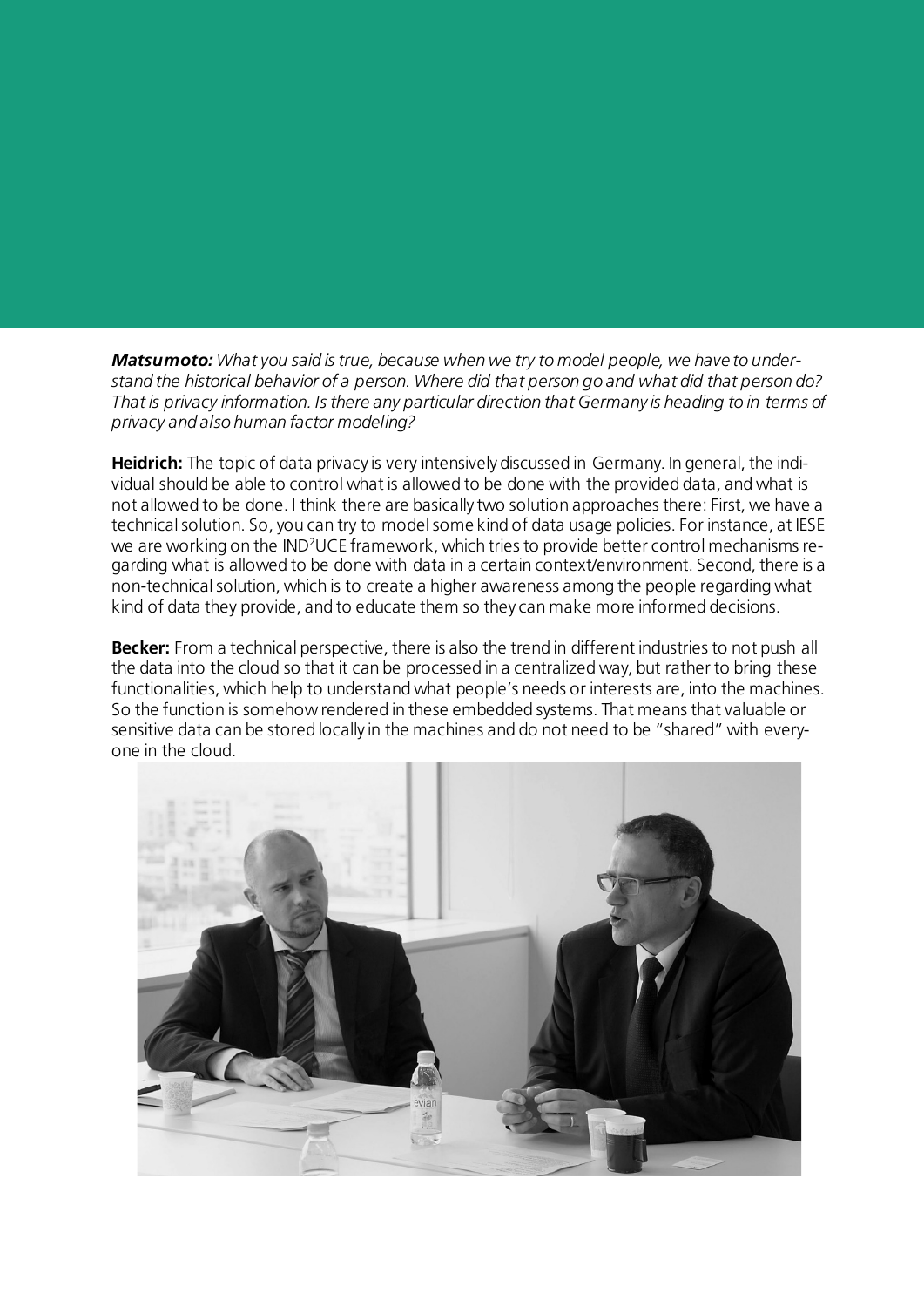***Matsumoto:*** *What you said is true, because when we try to model people, we have to understand the historical behavior of a person. Where did that person go and what did that person do? That is privacy information. Is there any particular direction that Germany is heading to in terms of privacy and also human factor modeling?*

**Heidrich:** The topic of data privacy is very intensively discussed in Germany. In general, the individual should be able to control what is allowed to be done with the provided data, and what is not allowed to be done. I think there are basically two solution approaches there: First, we have a technical solution. So, you can try to model some kind of data usage policies. For instance, at IESE we are working on the IND²UCE framework, which tries to provide better control mechanisms regarding what is allowed to be done with data in a certain context/environment. Second, there is a non-technical solution, which is to create a higher awareness among the people regarding what kind of data they provide, and to educate them so they can make more informed decisions.

**Becker:** From a technical perspective, there is also the trend in different industries to not push all the data into the cloud so that it can be processed in a centralized way, but rather to bring these functionalities, which help to understand what people's needs or interests are, into the machines. So the function is somehow rendered in these embedded systems. That means that valuable or sensitive data can be stored locally in the machines and do not need to be "shared" with everyone in the cloud.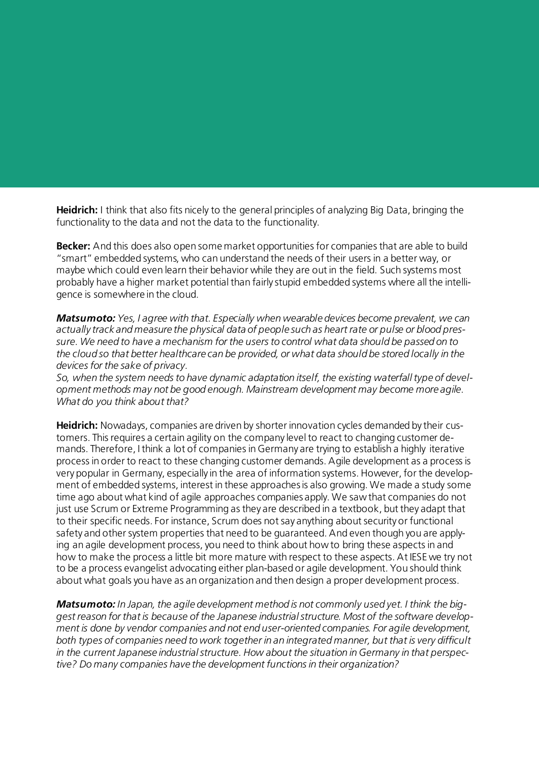**Heidrich:** I think that also fits nicely to the general principles of analyzing Big Data, bringing the functionality to the data and not the data to the functionality.

**Becker:** And this does also open some market opportunities for companies that are able to build "smart" embedded systems, who can understand the needs of their users in a better way, or maybe which could even learn their behavior while they are out in the field. Such systems most probably have a higher market potential than fairly stupid embedded systems where all the intelligence is somewhere in the cloud.

***Matsumoto:*** *Yes, I agree with that. Especially when wearable devices become prevalent, we can actually track and measure the physical data of people such as heart rate or pulse or blood pressure. We need to have a mechanism for the users to control what data should be passed on to the cloud so that better healthcare can be provided, or what data should be stored locally in the devices for the sake of privacy.*
*So, when the system needs to have dynamic adaptation itself, the existing waterfall type of development methods may not be good enough. Mainstream development may become more agile. What do you think about that?*

**Heidrich:** Nowadays, companies are driven by shorter innovation cycles demanded by their customers. This requires a certain agility on the company level to react to changing customer demands. Therefore, I think a lot of companies in Germany are trying to establish a highly iterative process in order to react to these changing customer demands. Agile development as a process is very popular in Germany, especially in the area of information systems. However, for the development of embedded systems, interest in these approaches is also growing. We made a study some time ago about what kind of agile approaches companies apply. We saw that companies do not just use Scrum or Extreme Programming as they are described in a textbook, but they adapt that to their specific needs. For instance, Scrum does not say anything about security or functional safety and other system properties that need to be guaranteed. And even though you are applying an agile development process, you need to think about how to bring these aspects in and how to make the process a little bit more mature with respect to these aspects. At IESE we try not to be a process evangelist advocating either plan-based or agile development. You should think about what goals you have as an organization and then design a proper development process.

***Matsumoto:*** *In Japan, the agile development method is not commonly used yet. I think the biggest reason for that is because of the Japanese industrial structure. Most of the software development is done by vendor companies and not end user-oriented companies. For agile development, both types of companies need to work together in an integrated manner, but that is very difficult in the current Japanese industrial structure. How about the situation in Germany in that perspective? Do many companies have the development functions in their organization?*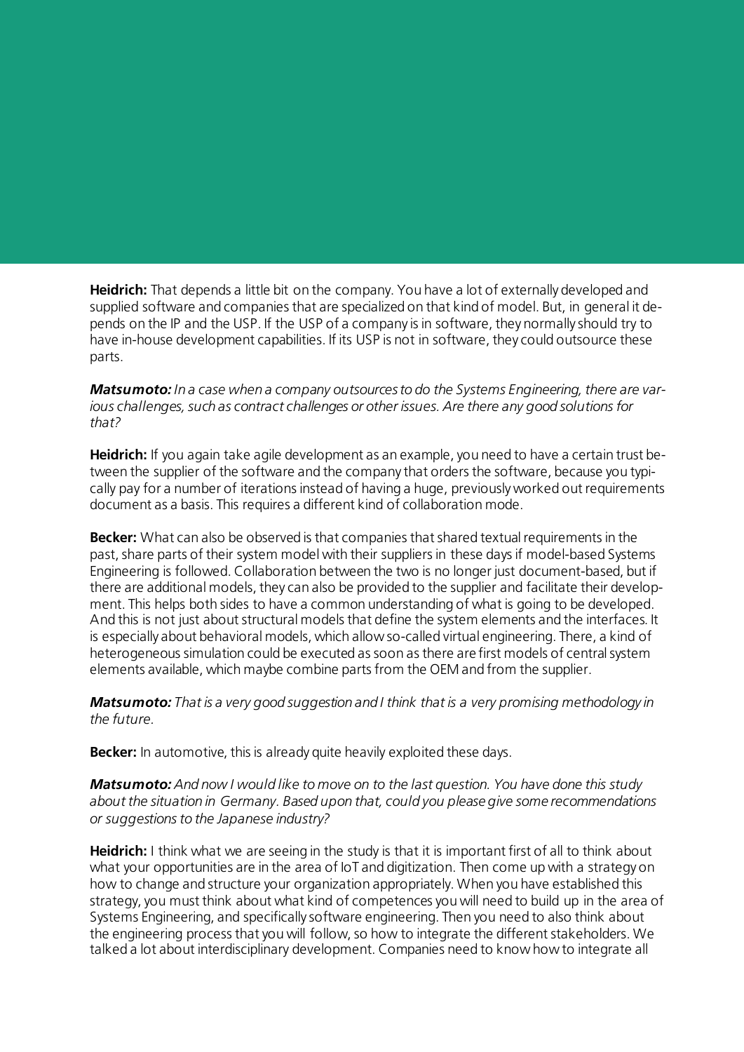**Heidrich:** That depends a little bit on the company. You have a lot of externally developed and supplied software and companies that are specialized on that kind of model. But, in general it depends on the IP and the USP. If the USP of a company is in software, they normally should try to have in-house development capabilities. If its USP is not in software, they could outsource these parts.

***Matsumoto:*** *In a case when a company outsources to do the Systems Engineering, there are various challenges, such as contract challenges or other issues. Are there any good solutions for that?*

**Heidrich:** If you again take agile development as an example, you need to have a certain trust between the supplier of the software and the company that orders the software, because you typically pay for a number of iterations instead of having a huge, previously worked out requirements document as a basis. This requires a different kind of collaboration mode.

**Becker:** What can also be observed is that companies that shared textual requirements in the past, share parts of their system model with their suppliers in these days if model-based Systems Engineering is followed. Collaboration between the two is no longer just document-based, but if there are additional models, they can also be provided to the supplier and facilitate their development. This helps both sides to have a common understanding of what is going to be developed. And this is not just about structural models that define the system elements and the interfaces. It is especially about behavioral models, which allow so-called virtual engineering. There, a kind of heterogeneous simulation could be executed as soon as there are first models of central system elements available, which maybe combine parts from the OEM and from the supplier.

***Matsumoto:*** *That is a very good suggestion and I think that is a very promising methodology in the future.*

**Becker:** In automotive, this is already quite heavily exploited these days.

***Matsumoto:*** *And now I would like to move on to the last question. You have done this study about the situation in Germany. Based upon that, could you please give some recommendations or suggestions to the Japanese industry?*

**Heidrich:** I think what we are seeing in the study is that it is important first of all to think about what your opportunities are in the area of IoT and digitization. Then come up with a strategy on how to change and structure your organization appropriately. When you have established this strategy, you must think about what kind of competences you will need to build up in the area of Systems Engineering, and specifically software engineering. Then you need to also think about the engineering process that you will follow, so how to integrate the different stakeholders. We talked a lot about interdisciplinary development. Companies need to know how to integrate all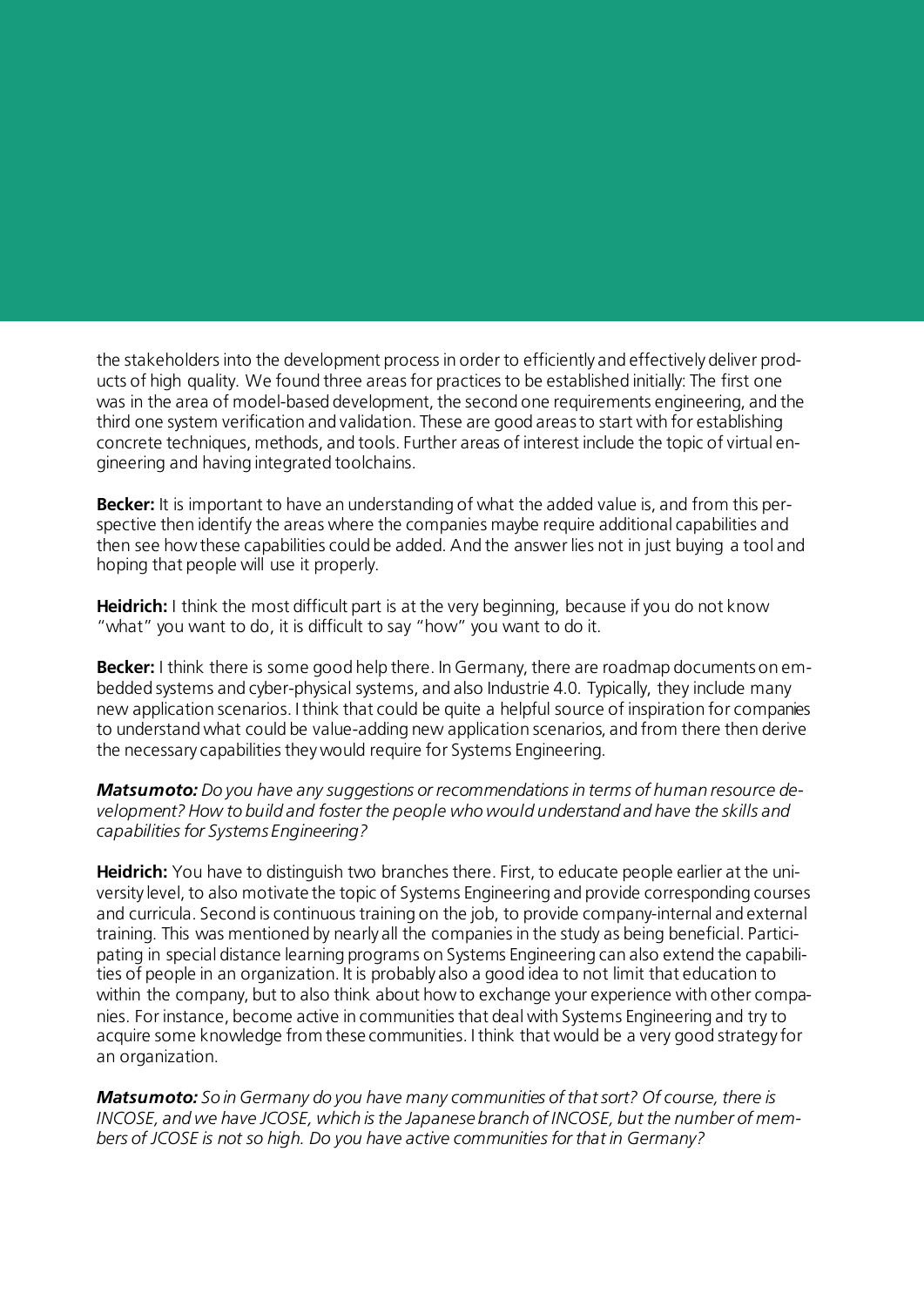the stakeholders into the development process in order to efficiently and effectively deliver products of high quality. We found three areas for practices to be established initially: The first one was in the area of model-based development, the second one requirements engineering, and the third one system verification and validation. These are good areas to start with for establishing concrete techniques, methods, and tools. Further areas of interest include the topic of virtual engineering and having integrated toolchains.

**Becker:** It is important to have an understanding of what the added value is, and from this perspective then identify the areas where the companies maybe require additional capabilities and then see how these capabilities could be added. And the answer lies not in just buying a tool and hoping that people will use it properly.

**Heidrich:** I think the most difficult part is at the very beginning, because if you do not know "what" you want to do, it is difficult to say "how" you want to do it.

**Becker:** I think there is some good help there. In Germany, there are roadmap documents on embedded systems and cyber-physical systems, and also Industrie 4.0. Typically, they include many new application scenarios. I think that could be quite a helpful source of inspiration for companies to understand what could be value-adding new application scenarios, and from there then derive the necessary capabilities they would require for Systems Engineering.

***Matsumoto:*** *Do you have any suggestions or recommendations in terms of human resource development? How to build and foster the people who would understand and have the skills and capabilities for Systems Engineering?*

**Heidrich:** You have to distinguish two branches there. First, to educate people earlier at the university level, to also motivate the topic of Systems Engineering and provide corresponding courses and curricula. Second is continuous training on the job, to provide company-internal and external training. This was mentioned by nearly all the companies in the study as being beneficial. Participating in special distance learning programs on Systems Engineering can also extend the capabilities of people in an organization. It is probably also a good idea to not limit that education to within the company, but to also think about how to exchange your experience with other companies. For instance, become active in communities that deal with Systems Engineering and try to acquire some knowledge from these communities. I think that would be a very good strategy for an organization.

***Matsumoto:*** *So in Germany do you have many communities of that sort? Of course, there is INCOSE, and we have JCOSE, which is the Japanese branch of INCOSE, but the number of members of JCOSE is not so high. Do you have active communities for that in Germany?*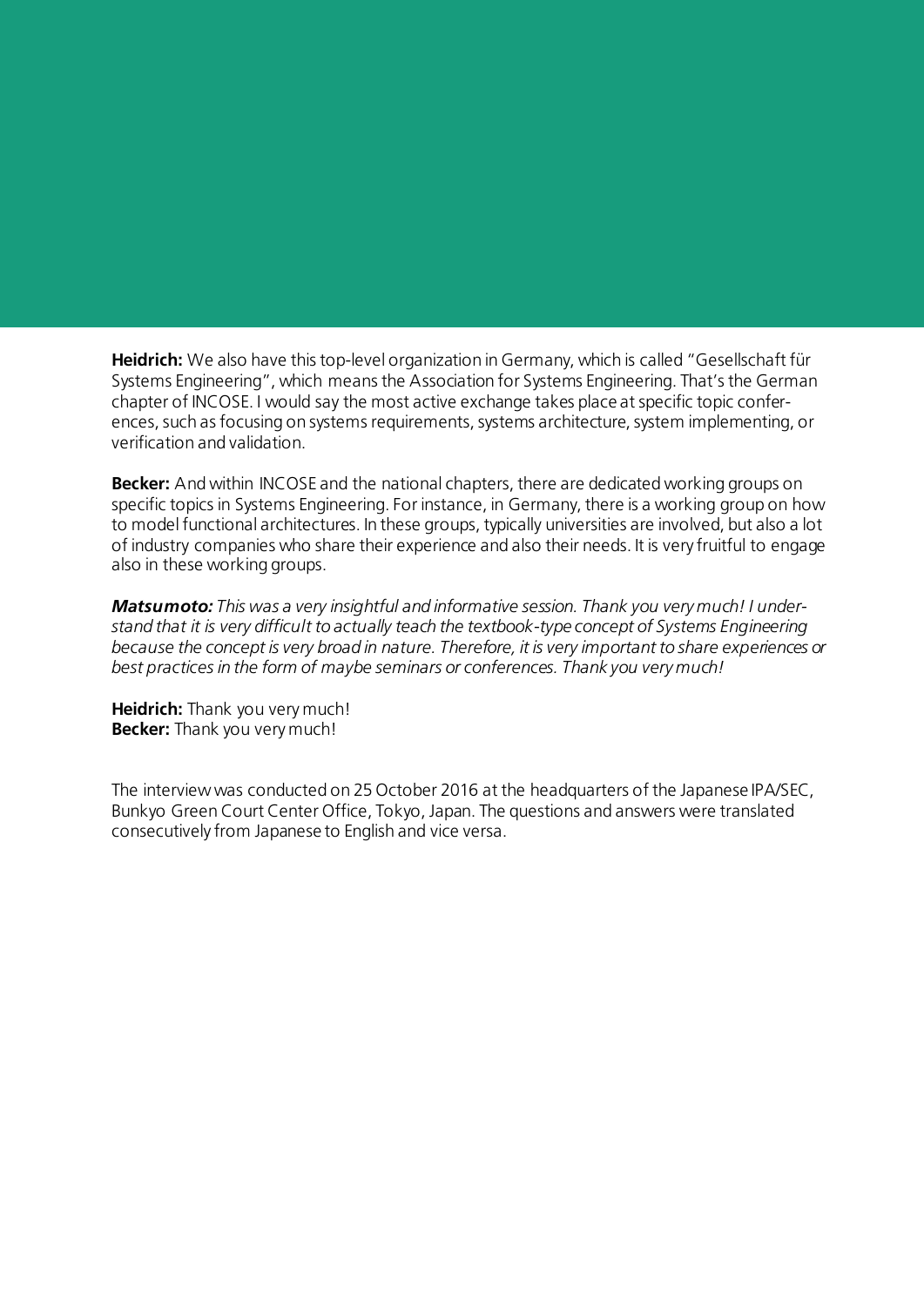**Heidrich:** We also have this top-level organization in Germany, which is called "Gesellschaft für Systems Engineering", which means the Association for Systems Engineering. That's the German chapter of INCOSE. I would say the most active exchange takes place at specific topic conferences, such as focusing on systems requirements, systems architecture, system implementing, or verification and validation.

**Becker:** And within INCOSE and the national chapters, there are dedicated working groups on specific topics in Systems Engineering. For instance, in Germany, there is a working group on how to model functional architectures. In these groups, typically universities are involved, but also a lot of industry companies who share their experience and also their needs. It is very fruitful to engage also in these working groups.

***Matsumoto:*** *This was a very insightful and informative session. Thank you very much! I understand that it is very difficult to actually teach the textbook-type concept of Systems Engineering because the concept is very broad in nature. Therefore, it is very important to share experiences or best practices in the form of maybe seminars or conferences. Thank you very much!*

**Heidrich:** Thank you very much!
**Becker:** Thank you very much!

The interview was conducted on 25 October 2016 at the headquarters of the Japanese IPA/SEC, Bunkyo Green Court Center Office, Tokyo, Japan. The questions and answers were translated consecutively from Japanese to English and vice versa.